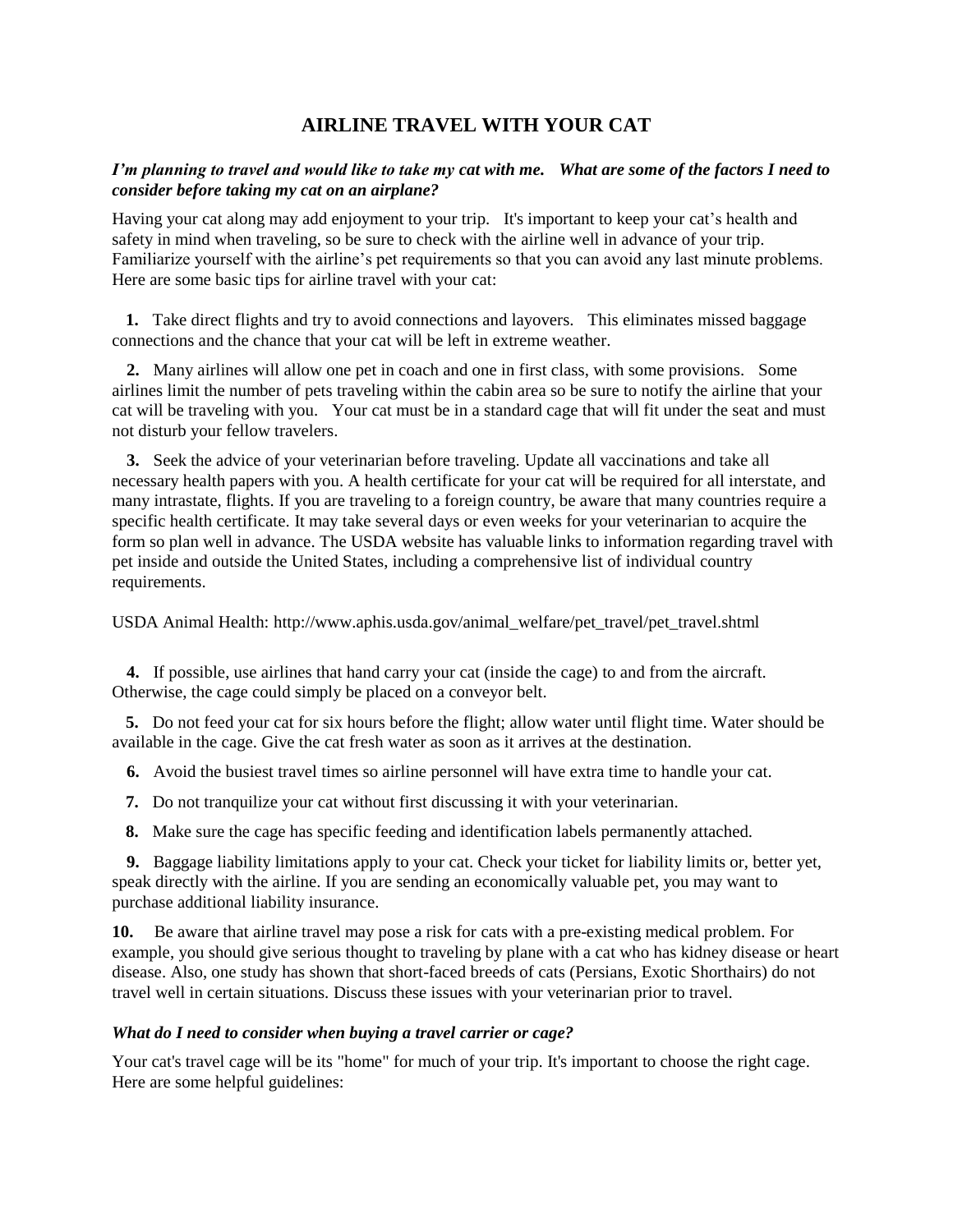# AIRLINE TRAVEL WITH YOUR CAT

***I'm planning to travel and would like to take my cat with me. What are some of the factors I need to consider before taking my cat on an airplane?***

Having your cat along may add enjoyment to your trip. It's important to keep your cat's health and safety in mind when traveling, so be sure to check with the airline well in advance of your trip. Familiarize yourself with the airline's pet requirements so that you can avoid any last minute problems. Here are some basic tips for airline travel with your cat:

1. Take direct flights and try to avoid connections and layovers. This eliminates missed baggage connections and the chance that your cat will be left in extreme weather.

2. Many airlines will allow one pet in coach and one in first class, with some provisions. Some airlines limit the number of pets traveling within the cabin area so be sure to notify the airline that your cat will be traveling with you. Your cat must be in a standard cage that will fit under the seat and must not disturb your fellow travelers.

3. Seek the advice of your veterinarian before traveling. Update all vaccinations and take all necessary health papers with you. A health certificate for your cat will be required for all interstate, and many intrastate, flights. If you are traveling to a foreign country, be aware that many countries require a specific health certificate. It may take several days or even weeks for your veterinarian to acquire the form so plan well in advance. The USDA website has valuable links to information regarding travel with pet inside and outside the United States, including a comprehensive list of individual country requirements.

USDA Animal Health: http://www.aphis.usda.gov/animal_welfare/pet_travel/pet_travel.shtml

4. If possible, use airlines that hand carry your cat (inside the cage) to and from the aircraft. Otherwise, the cage could simply be placed on a conveyor belt.

5. Do not feed your cat for six hours before the flight; allow water until flight time. Water should be available in the cage. Give the cat fresh water as soon as it arrives at the destination.

6. Avoid the busiest travel times so airline personnel will have extra time to handle your cat.

7. Do not tranquilize your cat without first discussing it with your veterinarian.

8. Make sure the cage has specific feeding and identification labels permanently attached.

9. Baggage liability limitations apply to your cat. Check your ticket for liability limits or, better yet, speak directly with the airline. If you are sending an economically valuable pet, you may want to purchase additional liability insurance.

10. Be aware that airline travel may pose a risk for cats with a pre-existing medical problem. For example, you should give serious thought to traveling by plane with a cat who has kidney disease or heart disease. Also, one study has shown that short-faced breeds of cats (Persians, Exotic Shorthairs) do not travel well in certain situations. Discuss these issues with your veterinarian prior to travel.

***What do I need to consider when buying a travel carrier or cage?***

Your cat's travel cage will be its "home" for much of your trip. It's important to choose the right cage. Here are some helpful guidelines: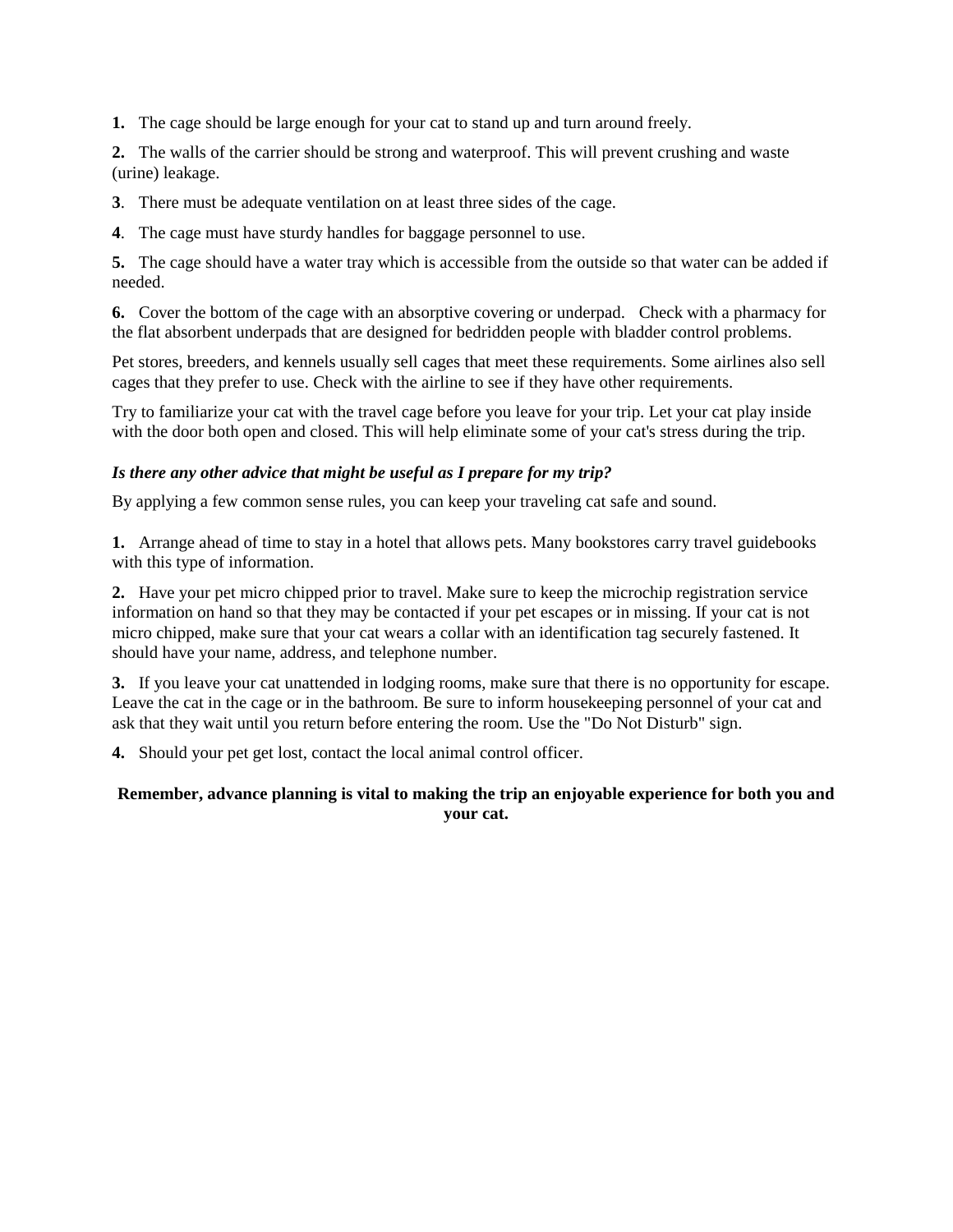**1.** The cage should be large enough for your cat to stand up and turn around freely.

**2.** The walls of the carrier should be strong and waterproof. This will prevent crushing and waste (urine) leakage.

**3**. There must be adequate ventilation on at least three sides of the cage.

**4**. The cage must have sturdy handles for baggage personnel to use.

**5.** The cage should have a water tray which is accessible from the outside so that water can be added if needed.

**6.** Cover the bottom of the cage with an absorptive covering or underpad. Check with a pharmacy for the flat absorbent underpads that are designed for bedridden people with bladder control problems.

Pet stores, breeders, and kennels usually sell cages that meet these requirements. Some airlines also sell cages that they prefer to use. Check with the airline to see if they have other requirements.

Try to familiarize your cat with the travel cage before you leave for your trip. Let your cat play inside with the door both open and closed. This will help eliminate some of your cat's stress during the trip.

### *Is there any other advice that might be useful as I prepare for my trip?*

By applying a few common sense rules, you can keep your traveling cat safe and sound.

**1.** Arrange ahead of time to stay in a hotel that allows pets. Many bookstores carry travel guidebooks with this type of information.

**2.** Have your pet micro chipped prior to travel. Make sure to keep the microchip registration service information on hand so that they may be contacted if your pet escapes or in missing. If your cat is not micro chipped, make sure that your cat wears a collar with an identification tag securely fastened. It should have your name, address, and telephone number.

**3.** If you leave your cat unattended in lodging rooms, make sure that there is no opportunity for escape. Leave the cat in the cage or in the bathroom. Be sure to inform housekeeping personnel of your cat and ask that they wait until you return before entering the room. Use the "Do Not Disturb" sign.

**4.** Should your pet get lost, contact the local animal control officer.

**Remember, advance planning is vital to making the trip an enjoyable experience for both you and your cat.**